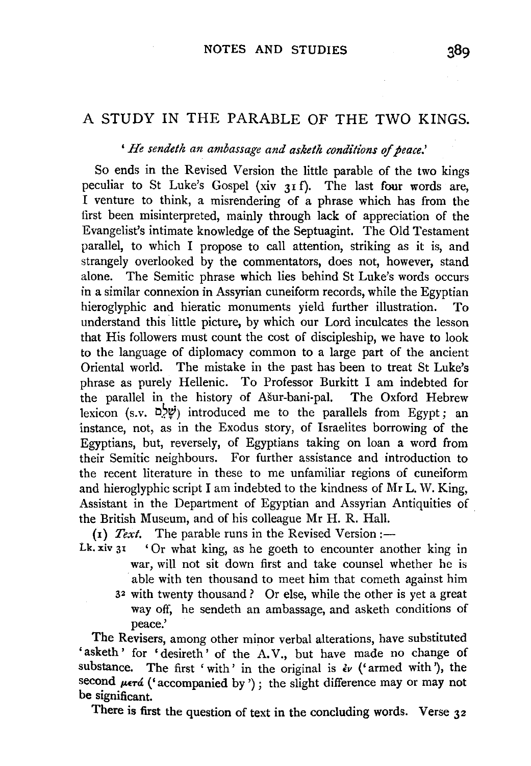## A STUDY IN THE PARABLE OF THE TWO KINGS.

*'He sendeth an ambassage and asketh conditions of peace.'*

So ends in the Revised Version the little parable of the two kings peculiar to St Luke's Gospel (xiv 31 f). The last four words are, I venture to think, a misrendering of a phrase which has from the first been misinterpreted, mainly through lack of appreciation of the Evangelist's intimate knowledge of the Septuagint. The Old Testament parallel, to which I propose to call attention, striking as it is, and strangely overlooked by the commentators, does not, however, stand alone. The Semitic phrase which lies behind St Luke's words occurs in a similar connexion in Assyrian cuneiform records, while the Egyptian hieroglyphic and hieratic monuments yield further illustration. To understand this little picture, by which our Lord inculcates the lesson that His followers must count the cost of discipleship, we have to look to the language of diplomacy common to a large part of the ancient Oriental world. The mistake in the past has been to treat St Luke's phrase as purely Hellenic. To Professor Burkitt I am indebted for the parallel in the history of Ašur-bani-pal. The Oxford Hebrew lexicon (s.v. שָׁלֹם) introduced me to the parallels from Egypt; an instance, not, as in the Exodus story, of Israelites borrowing of the Egyptians, but, reversely, of Egyptians taking on loan a word from their Semitic neighbours. For further assistance and introduction to the recent literature in these to me unfamiliar regions of cuneiform and hieroglyphic script I am indebted to the kindness of Mr L. W. King, Assistant in the Department of Egyptian and Assyrian Antiquities of the British Museum, and of his colleague Mr H. R. Hall.

(1) *Text.* The parable runs in the Revised Version :—

Lk. xiv 31 'Or what king, as he goeth to encounter another king in war, will not sit down first and take counsel whether he is able with ten thousand to meet him that cometh against him 32 with twenty thousand? Or else, while the other is yet a great way off, he sendeth an ambassage, and asketh conditions of peace.'

The Revisers, among other minor verbal alterations, have substituted 'asketh' for 'desireth' of the A.V., but have made no change of substance. The first 'with' in the original is ἐν ('armed with'), the second μετά ('accompanied by'); the slight difference may or may not be significant.

There is first the question of text in the concluding words. Verse 32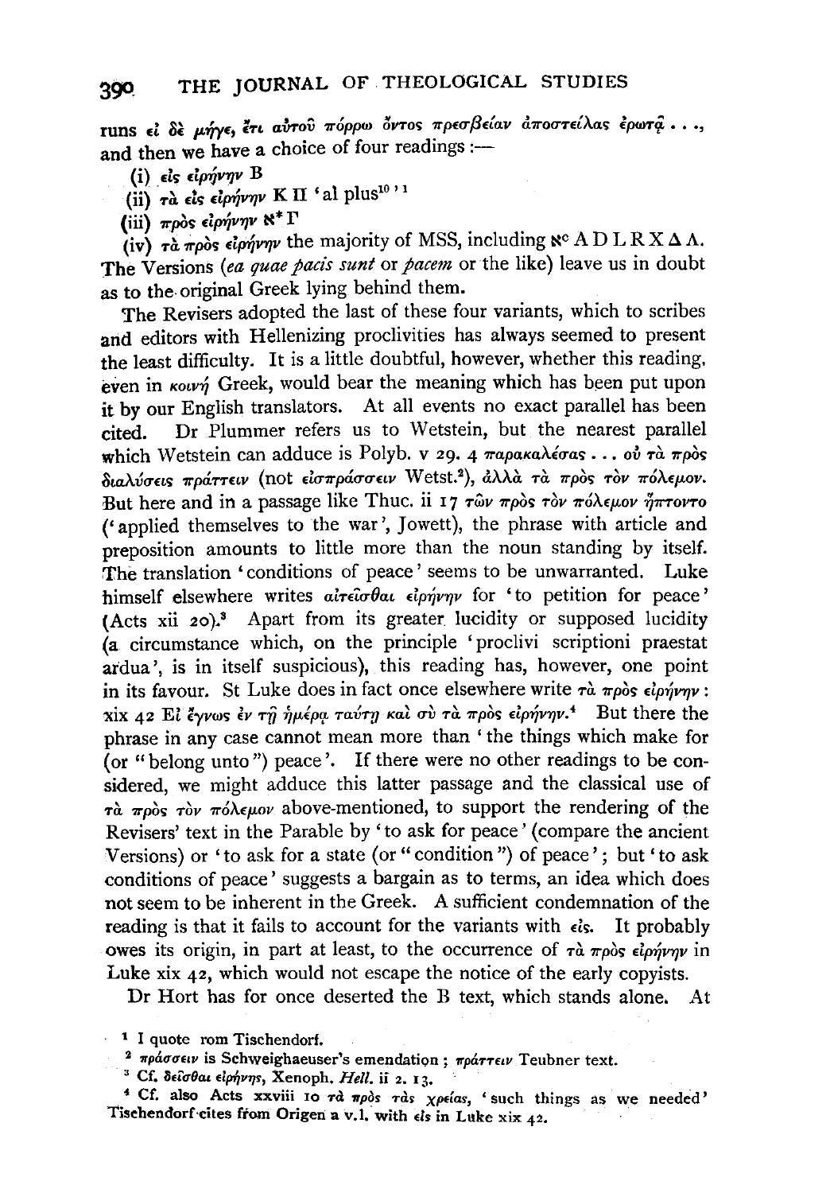runs εἰ δὲ μήγε, ἔτι αὐτοῦ πόρρω ὄντος πρεσβείαν ἀποστείλας ἐρωτᾷ . . ., and then we have a choice of four readings :—

(i) εἰς εἰρήνην B

(ii) τὰ εἰς εἰρήνην K Π 'al plus[10]'[1]

(iii) πρὸς εἰρήνην ℵ* Γ

(iv) τὰ πρὸς εἰρήνην the majority of MSS, including ℵ^c A D L R X Δ Λ. The Versions (*ea quae pacis sunt* or *pacem* or the like) leave us in doubt as to the original Greek lying behind them.

The Revisers adopted the last of these four variants, which to scribes and editors with Hellenizing proclivities has always seemed to present the least difficulty. It is a little doubtful, however, whether this reading, even in κοινή Greek, would bear the meaning which has been put upon it by our English translators. At all events no exact parallel has been cited. Dr Plummer refers us to Wetstein, but the nearest parallel which Wetstein can adduce is Polyb. v 29. 4 παρακαλέσας . . . οὐ τὰ πρὸς διαλύσεις πράττειν (not εἰσπράσσειν Wetst.[2]), ἀλλὰ τὰ πρὸς τὸν πόλεμον. But here and in a passage like Thuc. ii 17 τῶν πρὸς τὸν πόλεμον ἥπτοντο ('applied themselves to the war', Jowett), the phrase with article and preposition amounts to little more than the noun standing by itself. The translation 'conditions of peace' seems to be unwarranted. Luke himself elsewhere writes αἰτεῖσθαι εἰρήνην for 'to petition for peace' (Acts xii 20).[3] Apart from its greater lucidity or supposed lucidity (a circumstance which, on the principle 'proclivi scriptioni praestat ardua', is in itself suspicious), this reading has, however, one point in its favour. St Luke does in fact once elsewhere write τὰ πρὸς εἰρήνην: xix 42 Εἰ ἔγνως ἐν τῇ ἡμέρᾳ ταύτῃ καὶ σὺ τὰ πρὸς εἰρήνην.[4] But there the phrase in any case cannot mean more than 'the things which make for (or "belong unto") peace'. If there were no other readings to be considered, we might adduce this latter passage and the classical use of τὰ πρὸς τὸν πόλεμον above-mentioned, to support the rendering of the Revisers' text in the Parable by 'to ask for peace' (compare the ancient Versions) or 'to ask for a state (or "condition") of peace'; but 'to ask conditions of peace' suggests a bargain as to terms, an idea which does not seem to be inherent in the Greek. A sufficient condemnation of the reading is that it fails to account for the variants with εἰς. It probably owes its origin, in part at least, to the occurrence of τὰ πρὸς εἰρήνην in Luke xix 42, which would not escape the notice of the early copyists.

Dr Hort has for once deserted the B text, which stands alone. At

---

[1] I quote rom Tischendorf.

[2] πράσσειν is Schweighaeuser's emendation; πράττειν Teubner text.

[3] Cf. δεῖσθαι εἰρήνης, Xenoph. *Hell.* ii 2. 13.

[4] Cf. also Acts xxviii 10 τὰ πρὸς τὰς χρείας, 'such things as we needed' Tischendorf cites from Origen a v.l. with εἰς in Luke xix 42.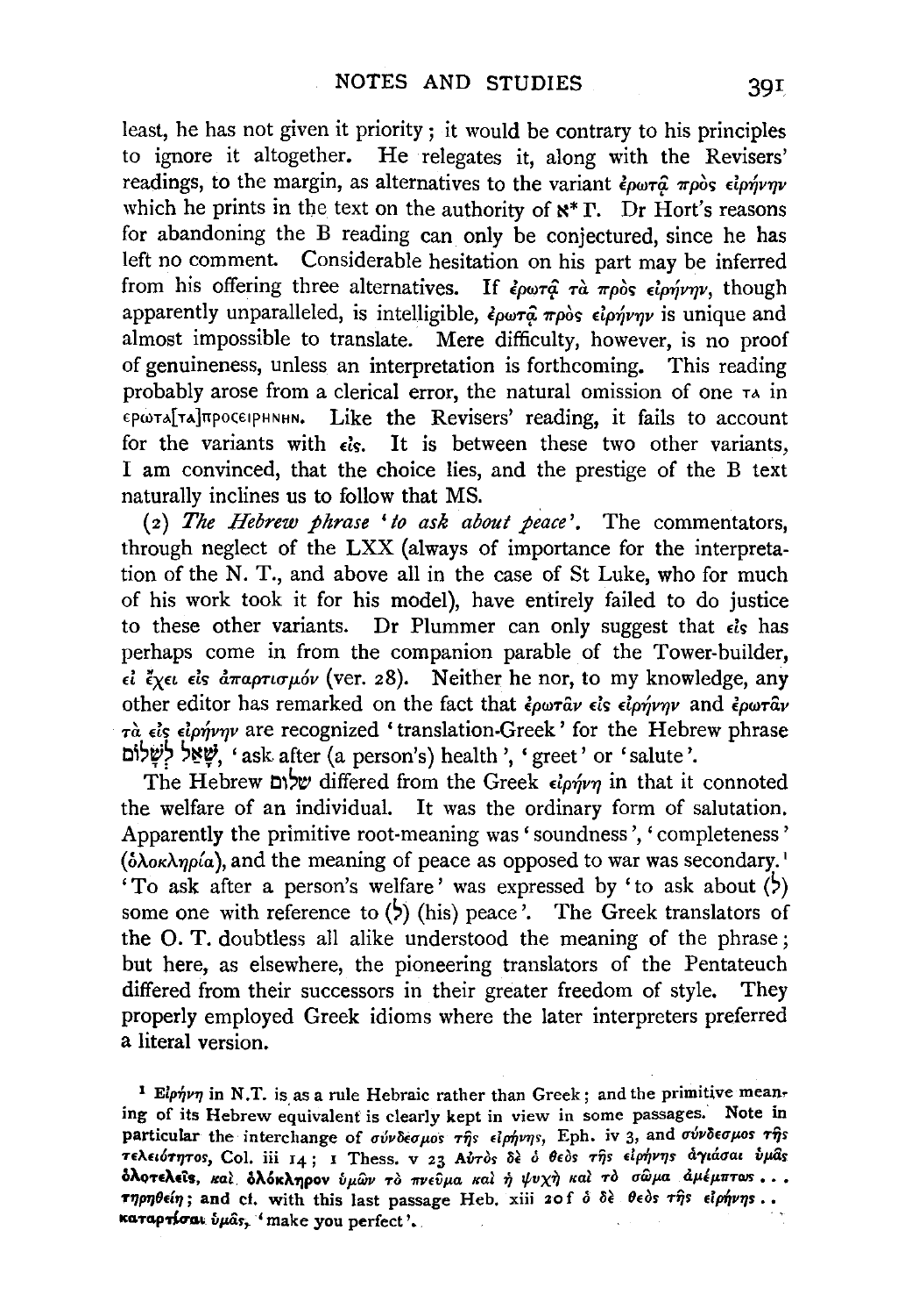least, he has not given it priority; it would be contrary to his principles to ignore it altogether. He relegates it, along with the Revisers' readings, to the margin, as alternatives to the variant ἐρωτᾷ πρὸς εἰρήνην which he prints in the text on the authority of ℵ* Γ. Dr Hort's reasons for abandoning the B reading can only be conjectured, since he has left no comment. Considerable hesitation on his part may be inferred from his offering three alternatives. If ἐρωτᾷ τὰ πρὸς εἰρήνην, though apparently unparalleled, is intelligible, ἐρωτᾷ πρὸς εἰρήνην is unique and almost impossible to translate. Mere difficulty, however, is no proof of genuineness, unless an interpretation is forthcoming. This reading probably arose from a clerical error, the natural omission of one ΤΑ in ΕΡΩΤΑ[ΤΑ]ΠΡΟΣΕΙΡΗΝΗΝ. Like the Revisers' reading, it fails to account for the variants with εἰς. It is between these two other variants, I am convinced, that the choice lies, and the prestige of the B text naturally inclines us to follow that MS.

(2) *The Hebrew phrase 'to ask about peace'.* The commentators, through neglect of the LXX (always of importance for the interpretation of the N. T., and above all in the case of St Luke, who for much of his work took it for his model), have entirely failed to do justice to these other variants. Dr Plummer can only suggest that εἰς has perhaps come in from the companion parable of the Tower-builder, εἰ ἔχει εἰς ἀπαρτισμόν (ver. 28). Neither he nor, to my knowledge, any other editor has remarked on the fact that ἐρωτᾶν εἰς εἰρήνην and ἐρωτᾶν τὰ εἰς εἰρήνην are recognized 'translation-Greek' for the Hebrew phrase שָׁאַל לְשָׁלוֹם, 'ask after (a person's) health', 'greet' or 'salute'.

The Hebrew שלום differed from the Greek εἰρήνη in that it connoted the welfare of an individual. It was the ordinary form of salutation. Apparently the primitive root-meaning was 'soundness', 'completeness' (ὁλοκληρία), and the meaning of peace as opposed to war was secondary.[1] 'To ask after a person's welfare' was expressed by 'to ask about (ל) some one with reference to (ל) (his) peace'. The Greek translators of the O. T. doubtless all alike understood the meaning of the phrase; but here, as elsewhere, the pioneering translators of the Pentateuch differed from their successors in their greater freedom of style. They properly employed Greek idioms where the later interpreters preferred a literal version.

[1] Εἰρήνη in N.T. is as a rule Hebraic rather than Greek; and the primitive meaning of its Hebrew equivalent is clearly kept in view in some passages. Note in particular the interchange of σύνδεσμος τῆς εἰρήνης, Eph. iv 3, and σύνδεσμος τῆς τελειότητος, Col. iii 14; 1 Thess. v 23 Αὐτὸς δὲ ὁ θεὸς τῆς εἰρήνης ἁγιάσαι ὑμᾶς ὁλοτελεῖς, καὶ ὁλόκληρον ὑμῶν τὸ πνεῦμα καὶ ἡ ψυχὴ καὶ τὸ σῶμα ἀμέμπτως . . . τηρηθείη; and cf. with this last passage Heb. xiii 20 f ὁ δὲ θεὸς τῆς εἰρήνης . . καταρτίσαι ὑμᾶς, 'make you perfect'.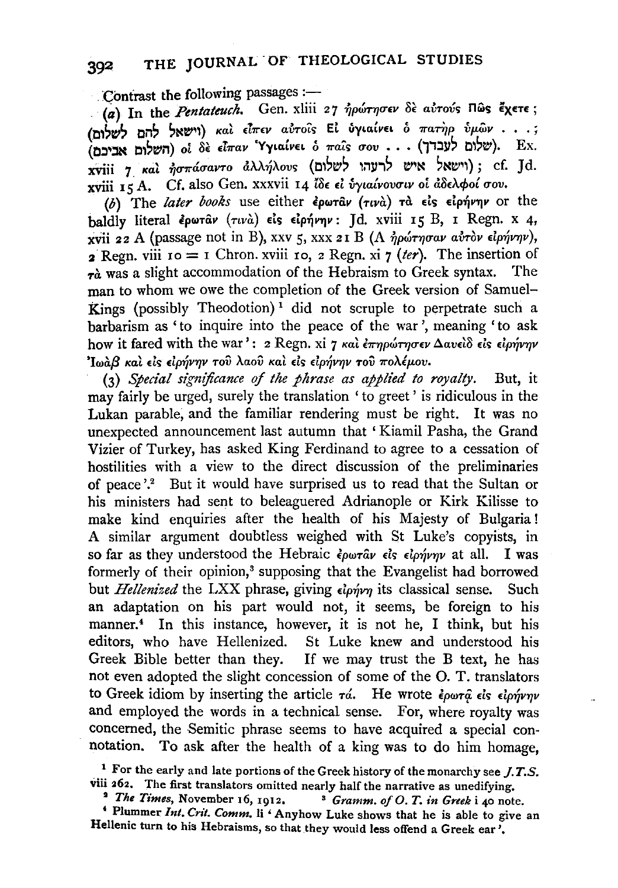Contrast the following passages :—

(*a*) In the *Pentateuch*. Gen. xliii 27 ἠρώτησεν δὲ αὐτοὺς Πῶς ἔχετε; (וישאל להם לשלום) καὶ εἶπεν αὐτοῖς Εἰ ὑγιαίνει ὁ πατὴρ ὑμῶν . . . ; (השלום אביכם) οἱ δὲ εἶπαν Ὑγιαίνει ὁ παῖς σου . . . (שלום לעבדך). Ex. xviii 7 καὶ ἠσπάσαντο ἀλλήλους (וישאלו איש לרעהו לשלום); cf. Jd. xviii 15 A. Cf. also Gen. xxxvii 14 ἴδε εἰ ὑγιαίνουσιν οἱ ἀδελφοί σου.

(*b*) The *later books* use either ἐρωτᾶν (τινὰ) τὰ εἰς εἰρήνην or the baldly literal ἐρωτᾶν (τινὰ) εἰς εἰρήνην: Jd. xviii 15 B, 1 Regn. x 4, xvii 22 A (passage not in B), xxv 5, xxx 21 B (A ἠρώτησαν αὐτὸν εἰρήνην), 2 Regn. viii 10 = 1 Chron. xviii 10, 2 Regn. xi 7 (*ter*). The insertion of τὰ was a slight accommodation of the Hebraism to Greek syntax. The man to whom we owe the completion of the Greek version of Samuel–Kings (possibly Theodotion)[1] did not scruple to perpetrate such a barbarism as 'to inquire into the peace of the war', meaning 'to ask how it fared with the war': 2 Regn. xi 7 καὶ ἐπηρώτησεν Δαυεὶδ εἰς εἰρήνην Ἰωὰβ καὶ εἰς εἰρήνην τοῦ λαοῦ καὶ εἰς εἰρήνην τοῦ πολέμου.

(3) *Special significance of the phrase as applied to royalty.* But, it may fairly be urged, surely the translation 'to greet' is ridiculous in the Lukan parable, and the familiar rendering must be right. It was no unexpected announcement last autumn that 'Kiamil Pasha, the Grand Vizier of Turkey, has asked King Ferdinand to agree to a cessation of hostilities with a view to the direct discussion of the preliminaries of peace'.[2] But it would have surprised us to read that the Sultan or his ministers had sent to beleaguered Adrianople or Kirk Kilisse to make kind enquiries after the health of his Majesty of Bulgaria! A similar argument doubtless weighed with St Luke's copyists, in so far as they understood the Hebraic ἐρωτᾶν εἰς εἰρήνην at all. I was formerly of their opinion,[3] supposing that the Evangelist had borrowed but *Hellenized* the LXX phrase, giving εἰρήνη its classical sense. Such an adaptation on his part would not, it seems, be foreign to his manner.[4] In this instance, however, it is not he, I think, but his editors, who have Hellenized. St Luke knew and understood his Greek Bible better than they. If we may trust the B text, he has not even adopted the slight concession of some of the O. T. translators to Greek idiom by inserting the article τά. He wrote ἐρωτᾷ εἰς εἰρήνην and employed the words in a technical sense. For, where royalty was concerned, the Semitic phrase seems to have acquired a special connotation. To ask after the health of a king was to do him homage,

[1] For the early and late portions of the Greek history of the monarchy see *J.T.S.* viii 262. The first translators omitted nearly half the narrative as unedifying.

[2] *The Times*, November 16, 1912.

[3] *Gramm. of O. T. in Greek* i 40 note.

[4] Plummer *Int. Crit. Comm.* li 'Anyhow Luke shows that he is able to give an Hellenic turn to his Hebraisms, so that they would less offend a Greek ear'.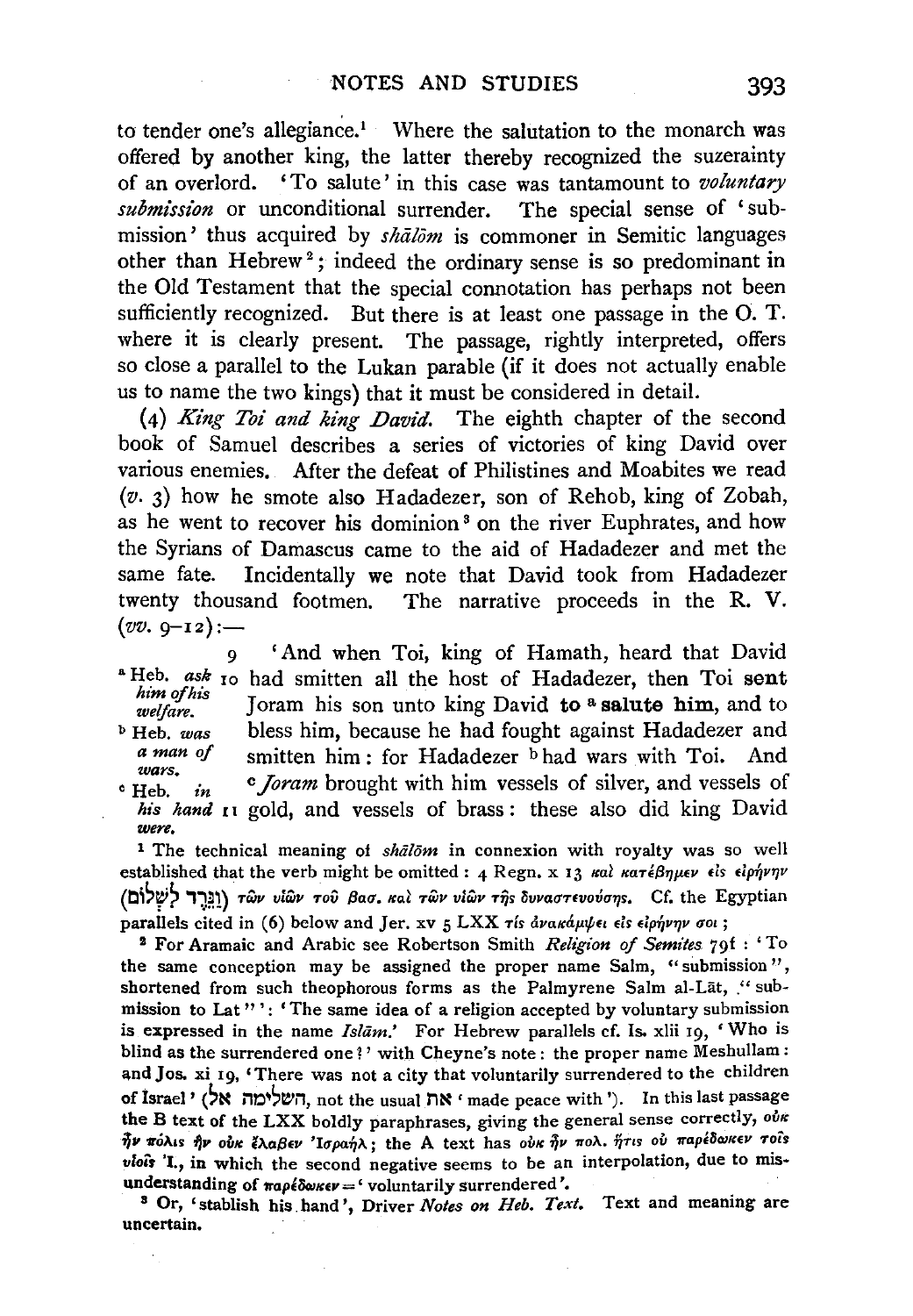to tender one's allegiance.[1] Where the salutation to the monarch was offered by another king, the latter thereby recognized the suzerainty of an overlord. 'To salute' in this case was tantamount to *voluntary submission* or unconditional surrender. The special sense of 'submission' thus acquired by *shālōm* is commoner in Semitic languages other than Hebrew[2]; indeed the ordinary sense is so predominant in the Old Testament that the special connotation has perhaps not been sufficiently recognized. But there is at least one passage in the O. T. where it is clearly present. The passage, rightly interpreted, offers so close a parallel to the Lukan parable (if it does not actually enable us to name the two kings) that it must be considered in detail.

(4) *King Toi and king David.* The eighth chapter of the second book of Samuel describes a series of victories of king David over various enemies. After the defeat of Philistines and Moabites we read (*v.* 3) how he smote also Hadadezer, son of Rehob, king of Zobah, as he went to recover his dominion[3] on the river Euphrates, and how the Syrians of Damascus came to the aid of Hadadezer and met the same fate. Incidentally we note that David took from Hadadezer twenty thousand footmen. The narrative proceeds in the R. V. (*vv.* 9–12):—

9 'And when Toi, king of Hamath, heard that David 10 had smitten all the host of Hadadezer, then Toi **sent** Joram his son unto king David **to [a] salute him**, and to bless him, because he had fought against Hadadezer and smitten him: for Hadadezer [b] had wars with Toi. And [c] *Joram* brought with him vessels of silver, and vessels of 11 gold, and vessels of brass: these also did king David

[a] Heb. *ask him of his welfare.*
[b] Heb. *was a man of wars.*
[c] Heb. *in his hand were.*

[1] The technical meaning of *shālōm* in connexion with royalty was so well established that the verb might be omitted: 4 Regn. x 13 καὶ κατέβημεν εἰς εἰρήνην (וַנֵּרֶד לִשְׁלוֹם) τῶν υἱῶν τοῦ βασ. καὶ τῶν υἱῶν τῆς δυναστευούσης. Cf. the Egyptian parallels cited in (6) below and Jer. xv 5 LXX τίς ἀνακάμψει εἰς εἰρήνην σοι;

[2] For Aramaic and Arabic see Robertson Smith *Religion of Semites* 79 f: 'To the same conception may be assigned the proper name Salm, "submission", shortened from such theophorous forms as the Palmyrene Salm al-Lāt, "submission to Lat"': 'The same idea of a religion accepted by voluntary submission is expressed in the name *Islām*.' For Hebrew parallels cf. Is. xlii 19, 'Who is blind as the surrendered one?' with Cheyne's note: the proper name Meshullam: and Jos. xi 19, 'There was not a city that voluntarily surrendered to the children of Israel' (השלימה אל, not the usual את 'made peace with'). In this last passage the B text of the LXX boldly paraphrases, giving the general sense correctly, οὐκ ἦν πόλις ἣν οὐκ ἔλαβεν Ἰσραήλ; the A text has οὐκ ἦν πολ. ἥτις οὐ παρέδωκεν τοῖς υἱοῖς Ἰ., in which the second negative seems to be an interpolation, due to misunderstanding of παρέδωκεν = 'voluntarily surrendered'.

[3] Or, 'stablish his hand', Driver *Notes on Heb. Text.* Text and meaning are uncertain.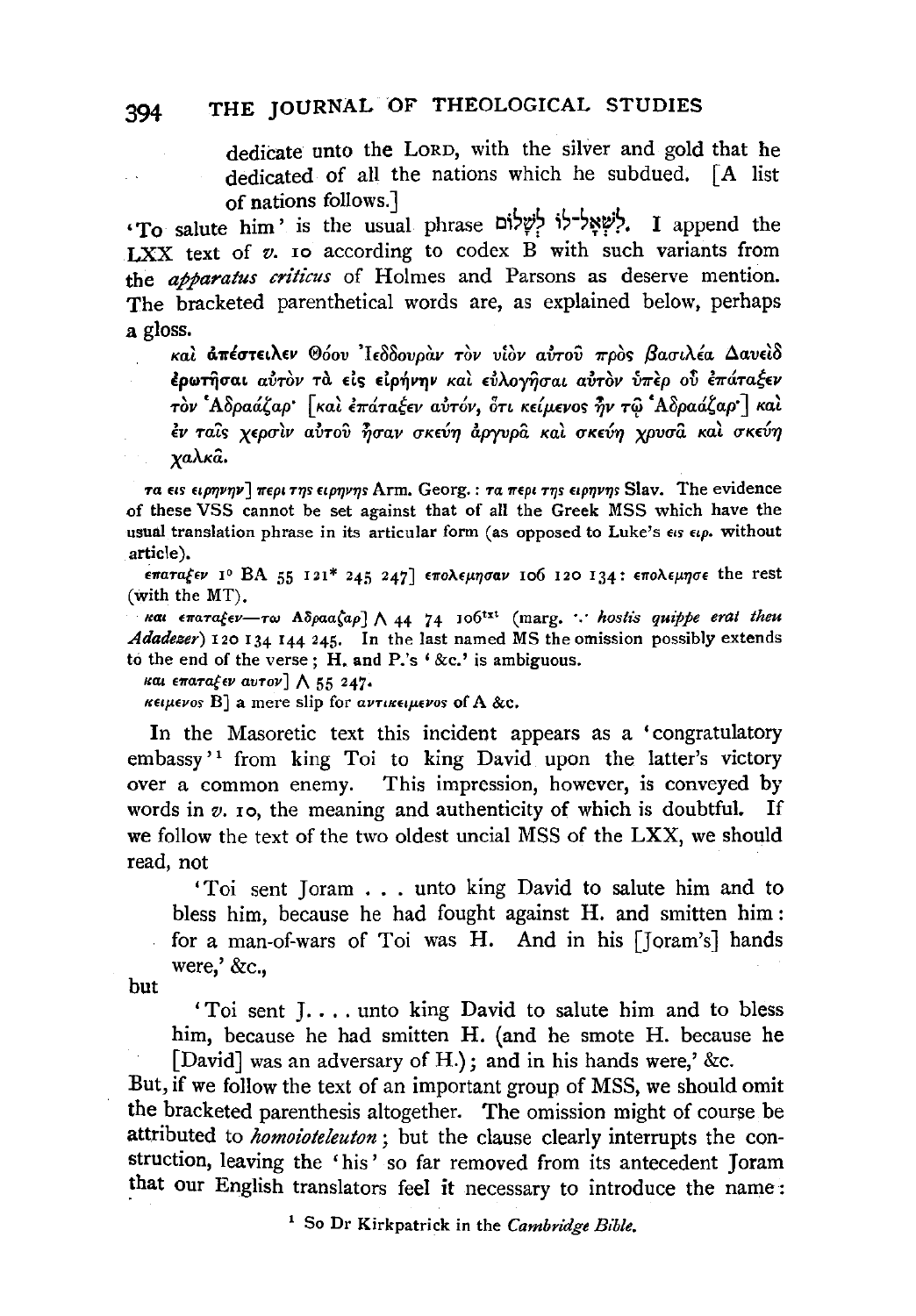dedicate unto the LORD, with the silver and gold that he dedicated of all the nations which he subdued. [A list of nations follows.]

'To salute him' is the usual phrase לִשְׁאָל־לוֹ לְשָׁלוֹם. I append the LXX text of *v.* 10 according to codex B with such variants from the *apparatus criticus* of Holmes and Parsons as deserve mention. The bracketed parenthetical words are, as explained below, perhaps a gloss.

> καὶ ἀπέστειλεν Θόου Ἰεδδουρὰν τὸν υἱὸν αὐτοῦ πρὸς βασιλέα Δαυεὶδ ἐρωτῆσαι αὐτὸν τὰ εἰς εἰρήνην καὶ εὐλογῆσαι αὐτὸν ὑπὲρ οὗ ἐπάταξεν τὸν Ἁδραάζαρ· [καὶ ἐπάταξεν αὐτόν, ὅτι κείμενος ἦν τῷ Ἁδραάζαρ·] καὶ ἐν ταῖς χερσὶν αὐτοῦ ἦσαν σκεύη ἀργυρᾶ καὶ σκεύη χρυσᾶ καὶ σκεύη χαλκᾶ.

τα εις ειρηνην] περι της ειρηνης Arm. Georg.: τα περι της ειρηνης Slav. The evidence of these VSS cannot be set against that of all the Greek MSS which have the usual translation phrase in its articular form (as opposed to Luke's εις ειρ. without article).

επαταξεν 1° BA 55 121* 245 247] επολεμησαν 106 120 134: επολεμησε the rest (with the MT).

και επαταξεν—τω Αδρααζαρ] ∧ 44 74 106[txt] (marg. ∵ *hostis quippe erat theu Adadezer*) 120 134 144 245. In the last named MS the omission possibly extends to the end of the verse; H. and P.'s '&c.' is ambiguous.

και επαταξεν αυτον] ∧ 55 247.

κειμενος B] a mere slip for αντικειμενος of A &c.

In the Masoretic text this incident appears as a 'congratulatory embassy'[1] from king Toi to king David upon the latter's victory over a common enemy. This impression, however, is conveyed by words in *v.* 10, the meaning and authenticity of which is doubtful. If we follow the text of the two oldest uncial MSS of the LXX, we should read, not

> 'Toi sent Joram . . . unto king David to salute him and to bless him, because he had fought against H. and smitten him: for a man-of-wars of Toi was H. And in his [Joram's] hands were,' &c.,

but

> 'Toi sent J. . . . unto king David to salute him and to bless him, because he had smitten H. (and he smote H. because he [David] was an adversary of H.); and in his hands were,' &c.

But, if we follow the text of an important group of MSS, we should omit the bracketed parenthesis altogether. The omission might of course be attributed to *homoioteleuton*; but the clause clearly interrupts the construction, leaving the 'his' so far removed from its antecedent Joram that our English translators feel it necessary to introduce the name:

[1] So Dr Kirkpatrick in the *Cambridge Bible*.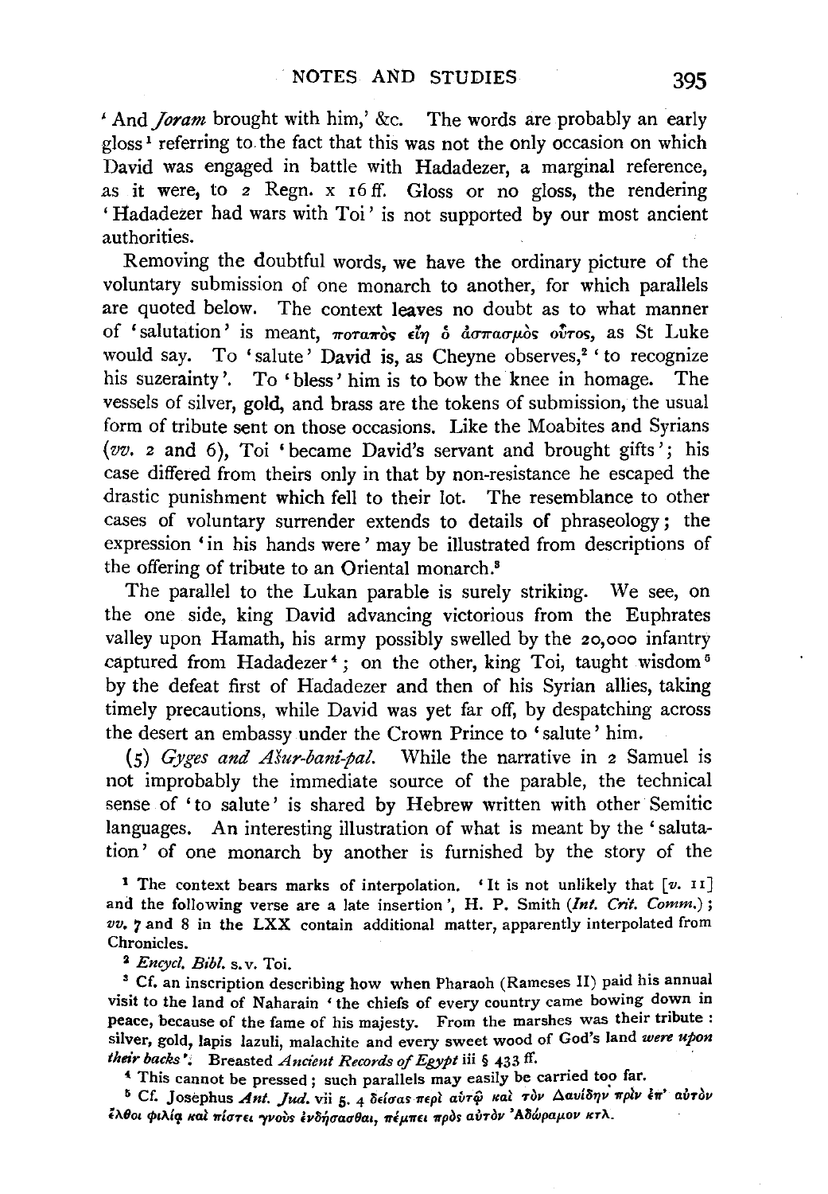'And *Joram* brought with him,' &c. The words are probably an early gloss[1] referring to the fact that this was not the only occasion on which David was engaged in battle with Hadadezer, a marginal reference, as it were, to 2 Regn. x 16 ff. Gloss or no gloss, the rendering 'Hadadezer had wars with Toi' is not supported by our most ancient authorities.

Removing the doubtful words, we have the ordinary picture of the voluntary submission of one monarch to another, for which parallels are quoted below. The context leaves no doubt as to what manner of 'salutation' is meant, ποταπὸς εἴη ὁ ἀσπασμὸς οὗτος, as St Luke would say. To 'salute' David is, as Cheyne observes,[2] 'to recognize his suzerainty'. To 'bless' him is to bow the knee in homage. The vessels of silver, gold, and brass are the tokens of submission, the usual form of tribute sent on those occasions. Like the Moabites and Syrians (*vv.* 2 and 6), Toi 'became David's servant and brought gifts'; his case differed from theirs only in that by non-resistance he escaped the drastic punishment which fell to their lot. The resemblance to other cases of voluntary surrender extends to details of phraseology; the expression 'in his hands were' may be illustrated from descriptions of the offering of tribute to an Oriental monarch.[3]

The parallel to the Lukan parable is surely striking. We see, on the one side, king David advancing victorious from the Euphrates valley upon Hamath, his army possibly swelled by the 20,000 infantry captured from Hadadezer[4]; on the other, king Toi, taught wisdom[5] by the defeat first of Hadadezer and then of his Syrian allies, taking timely precautions, while David was yet far off, by despatching across the desert an embassy under the Crown Prince to 'salute' him.

(5) *Gyges and Ašur-bani-pal.* While the narrative in 2 Samuel is not improbably the immediate source of the parable, the technical sense of 'to salute' is shared by Hebrew written with other Semitic languages. An interesting illustration of what is meant by the 'salutation' of one monarch by another is furnished by the story of the

---

[1] The context bears marks of interpolation. 'It is not unlikely that [*v.* 11] and the following verse are a late insertion', H. P. Smith (*Int. Crit. Comm.*); *vv.* 7 and 8 in the LXX contain additional matter, apparently interpolated from Chronicles.

[2] *Encycl. Bibl.* s.v. Toi.

[3] Cf. an inscription describing how when Pharaoh (Rameses II) paid his annual visit to the land of Naharain 'the chiefs of every country came bowing down in peace, because of the fame of his majesty. From the marshes was their tribute: silver, gold, lapis lazuli, malachite and every sweet wood of God's land *were upon their backs*'. Breasted *Ancient Records of Egypt* iii § 433 ff.

[4] This cannot be pressed; such parallels may easily be carried too far.

[5] Cf. Josephus *Ant. Jud.* vii 5. 4 δείσας περὶ αὐτῷ καὶ τὸν Δαυίδην πρὶν ἐπ' αὐτὸν ἔλθοι φιλίᾳ καὶ πίστει γνοὺς ἐνδήσασθαι, πέμπει πρὸς αὐτὸν Ἀδώραμον κτλ.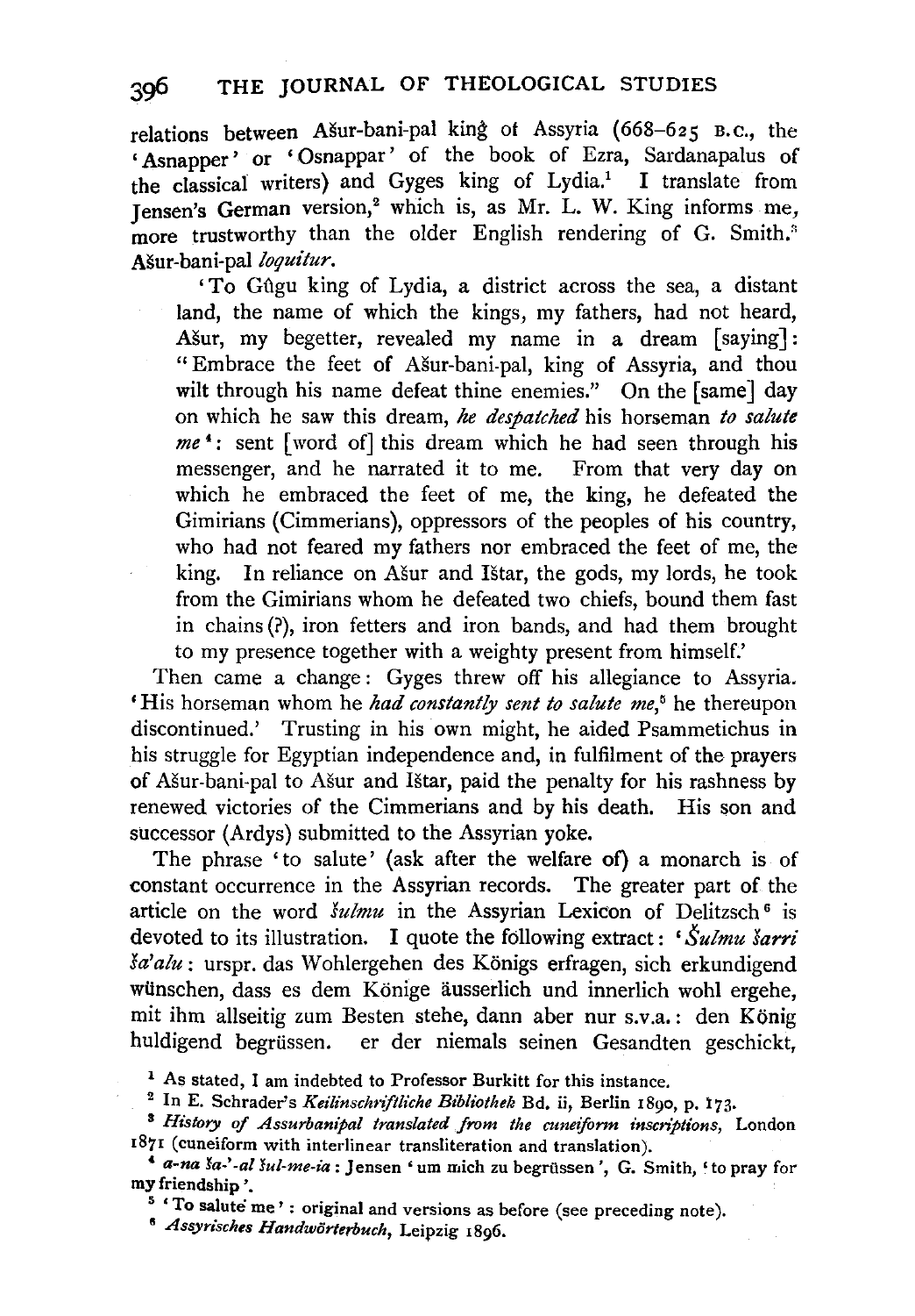relations between Ašur-bani-pal king of Assyria (668–625 B.C., the 'Asnapper' or 'Osnappar' of the book of Ezra, Sardanapalus of the classical writers) and Gyges king of Lydia.[1] I translate from Jensen's German version,[2] which is, as Mr. L. W. King informs me, more trustworthy than the older English rendering of G. Smith.[3] Ašur-bani-pal *loquitur*.

> 'To Gûgu king of Lydia, a district across the sea, a distant land, the name of which the kings, my fathers, had not heard, Ašur, my begetter, revealed my name in a dream [saying]: "Embrace the feet of Ašur-bani-pal, king of Assyria, and thou wilt through his name defeat thine enemies." On the [same] day on which he saw this dream, *he despatched* his horseman *to salute me*[4]: sent [word of] this dream which he had seen through his messenger, and he narrated it to me. From that very day on which he embraced the feet of me, the king, he defeated the Gimirians (Cimmerians), oppressors of the peoples of his country, who had not feared my fathers nor embraced the feet of me, the king. In reliance on Ašur and Ištar, the gods, my lords, he took from the Gimirians whom he defeated two chiefs, bound them fast in chains (?), iron fetters and iron bands, and had them brought to my presence together with a weighty present from himself.'

Then came a change: Gyges threw off his allegiance to Assyria. 'His horseman whom he *had constantly sent to salute me*,[5] he thereupon discontinued.' Trusting in his own might, he aided Psammetichus in his struggle for Egyptian independence and, in fulfilment of the prayers of Ašur-bani-pal to Ašur and Ištar, paid the penalty for his rashness by renewed victories of the Cimmerians and by his death. His son and successor (Ardys) submitted to the Assyrian yoke.

The phrase 'to salute' (ask after the welfare of) a monarch is of constant occurrence in the Assyrian records. The greater part of the article on the word *šulmu* in the Assyrian Lexicon of Delitzsch[6] is devoted to its illustration. I quote the following extract: '*Šulmu šarri ša'alu*: urspr. das Wohlergehen des Königs erfragen, sich erkundigend wünschen, dass es dem Könige äusserlich und innerlich wohl ergehe, mit ihm allseitig zum Besten stehe, dann aber nur s.v.a.: den König huldigend begrüssen. er der niemals seinen Gesandten geschickt,

---

[1] As stated, I am indebted to Professor Burkitt for this instance.

[2] In E. Schrader's *Keilinschriftliche Bibliothek* Bd. ii, Berlin 1890, p. 173.

[3] *History of Assurbanipal translated from the cuneiform inscriptions*, London 1871 (cuneiform with interlinear transliteration and translation).

[4] *a-na ša-'-al šul-me-ia*: Jensen 'um mich zu begrüssen', G. Smith, 'to pray for my friendship'.

[5] 'To salute me': original and versions as before (see preceding note).

[6] *Assyrisches Handwörterbuch*, Leipzig 1896.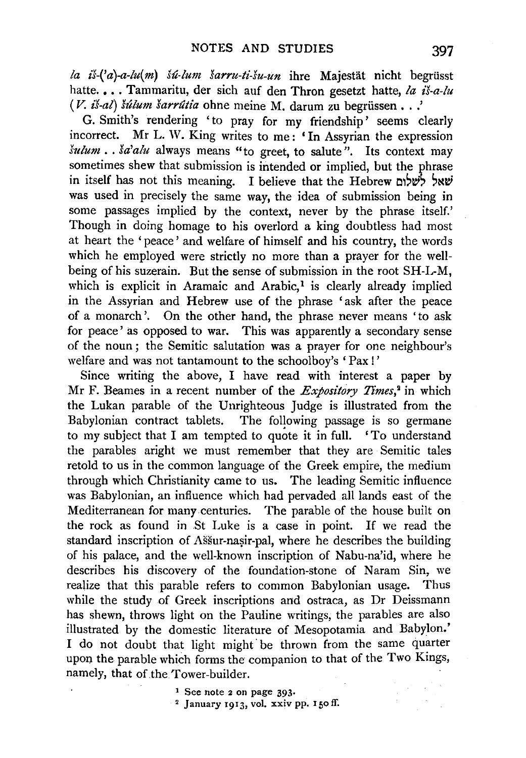*la iš-('a)-a-lu(m) šú-lum šarru-ti-šu-un* ihre Majestät nicht begrüsst hatte. . . . Tammaritu, der sich auf den Thron gesetzt hatte, *la iš-a-lu* (*V. iš-al*) *šúlum šarrûtia* ohne meine M. darum zu begrüssen . . .'

G. Smith's rendering 'to pray for my friendship' seems clearly incorrect. Mr L. W. King writes to me: 'In Assyrian the expression *šulum* . . *ša'alu* always means "to greet, to salute". Its context may sometimes shew that submission is intended or implied, but the phrase in itself has not this meaning. I believe that the Hebrew שׁאל לשׁלום was used in precisely the same way, the idea of submission being in some passages implied by the context, never by the phrase itself.' Though in doing homage to his overlord a king doubtless had most at heart the 'peace' and welfare of himself and his country, the words which he employed were strictly no more than a prayer for the well-being of his suzerain. But the sense of submission in the root SH-L-M, which is explicit in Aramaic and Arabic,[1] is clearly already implied in the Assyrian and Hebrew use of the phrase 'ask after the peace of a monarch'. On the other hand, the phrase never means 'to ask for peace' as opposed to war. This was apparently a secondary sense of the noun; the Semitic salutation was a prayer for one neighbour's welfare and was not tantamount to the schoolboy's 'Pax!'

Since writing the above, I have read with interest a paper by Mr F. Beames in a recent number of the *Expository Times*,[2] in which the Lukan parable of the Unrighteous Judge is illustrated from the Babylonian contract tablets. The following passage is so germane to my subject that I am tempted to quote it in full. 'To understand the parables aright we must remember that they are Semitic tales retold to us in the common language of the Greek empire, the medium through which Christianity came to us. The leading Semitic influence was Babylonian, an influence which had pervaded all lands east of the Mediterranean for many centuries. The parable of the house built on the rock as found in St Luke is a case in point. If we read the standard inscription of Aššur-naṣir-pal, where he describes the building of his palace, and the well-known inscription of Nabu-na'id, where he describes his discovery of the foundation-stone of Naram Sin, we realize that this parable refers to common Babylonian usage. Thus while the study of Greek inscriptions and ostraca, as Dr Deissmann has shewn, throws light on the Pauline writings, the parables are also illustrated by the domestic literature of Mesopotamia and Babylon.' I do not doubt that light might be thrown from the same quarter upon the parable which forms the companion to that of the Two Kings, namely, that of the Tower-builder.

[1] See note 2 on page 393.

[2] January 1913, vol. xxiv pp. 150 ff.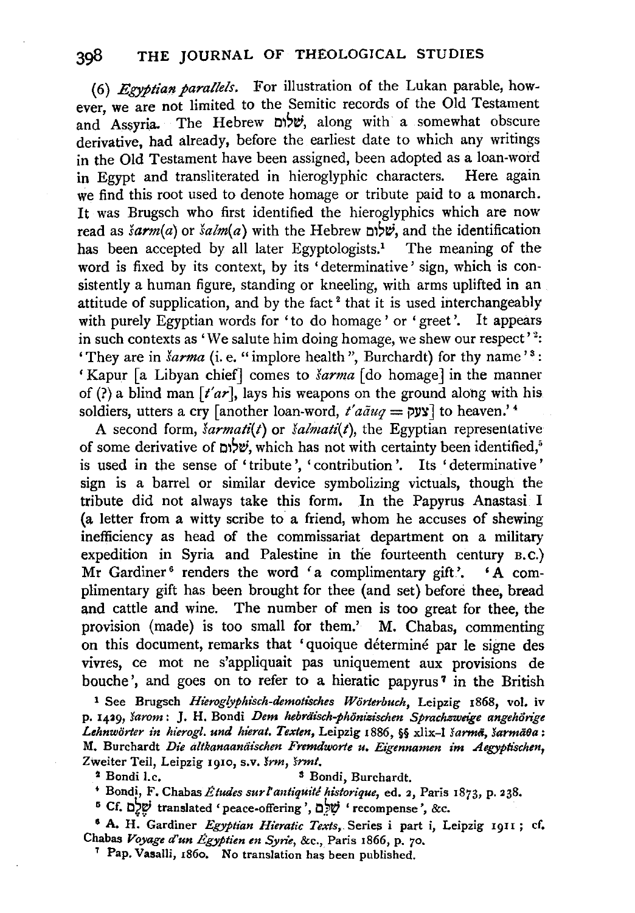(6) *Egyptian parallels.* For illustration of the Lukan parable, however, we are not limited to the Semitic records of the Old Testament and Assyria. The Hebrew שׁלום, along with a somewhat obscure derivative, had already, before the earliest date to which any writings in the Old Testament have been assigned, been adopted as a loan-word in Egypt and transliterated in hieroglyphic characters. Here again we find this root used to denote homage or tribute paid to a monarch. It was Brugsch who first identified the hieroglyphics which are now read as *šarm*(*a*) or *šalm*(*a*) with the Hebrew שׁלום, and the identification has been accepted by all later Egyptologists.[1] The meaning of the word is fixed by its context, by its 'determinative' sign, which is consistently a human figure, standing or kneeling, with arms uplifted in an attitude of supplication, and by the fact[2] that it is used interchangeably with purely Egyptian words for 'to do homage' or 'greet'. It appears in such contexts as 'We salute him doing homage, we shew our respect'[2]: 'They are in *šarma* (i.e. "implore health", Burchardt) for thy name'[3]: 'Kapur [a Libyan chief] comes to *šarma* [do homage] in the manner of (?) a blind man [*t'ar*], lays his weapons on the ground along with his soldiers, utters a cry [another loan-word, *t'aāuq* = צעק] to heaven.'[4]

A second form, *šarmati*(*t*) or *šalmati*(*t*), the Egyptian representative of some derivative of שׁלום, which has not with certainty been identified,[5] is used in the sense of 'tribute', 'contribution'. Its 'determinative' sign is a barrel or similar device symbolizing victuals, though the tribute did not always take this form. In the Papyrus Anastasi I (a letter from a witty scribe to a friend, whom he accuses of shewing inefficiency as head of the commissariat department on a military expedition in Syria and Palestine in the fourteenth century B.C.) Mr Gardiner[6] renders the word 'a complimentary gift'. 'A complimentary gift has been brought for thee (and set) before thee, bread and cattle and wine. The number of men is too great for thee, the provision (made) is too small for them.' M. Chabas, commenting on this document, remarks that 'quoique déterminé par le signe des vivres, ce mot ne s'appliquait pas uniquement aux provisions de bouche', and goes on to refer to a hieratic papyrus[7] in the British

[1] See Brugsch *Hieroglyphisch-demotisches Wörterbuch*, Leipzig 1868, vol. iv p. 1429, *šarom*: J. H. Bondi *Dem hebräisch-phönizischen Sprachzweige angehörige Lehnwörter in hierogl. und hierat. Texten*, Leipzig 1886, §§ xlix–l *šarmā*, *šarmāθa*: M. Burchardt *Die altkanaanäischen Fremdworte u. Eigennamen im Aegyptischen*, Zweiter Teil, Leipzig 1910, s.v. *šrm*, *šrmt*.

[2] Bondi l.c.

[3] Bondi, Burchardt.

[4] Bondi, F. Chabas *Études sur l'antiquité historique*, ed. 2, Paris 1873, p. 238.

[5] Cf. שֶׁלֶם translated 'peace-offering', שִׁלֵּם 'recompense', &c.

[6] A. H. Gardiner *Egyptian Hieratic Texts*, Series i part i, Leipzig 1911; cf. Chabas *Voyage d'un Égyptien en Syrie*, &c., Paris 1866, p. 70.

[7] Pap. Vasalli, 1860. No translation has been published.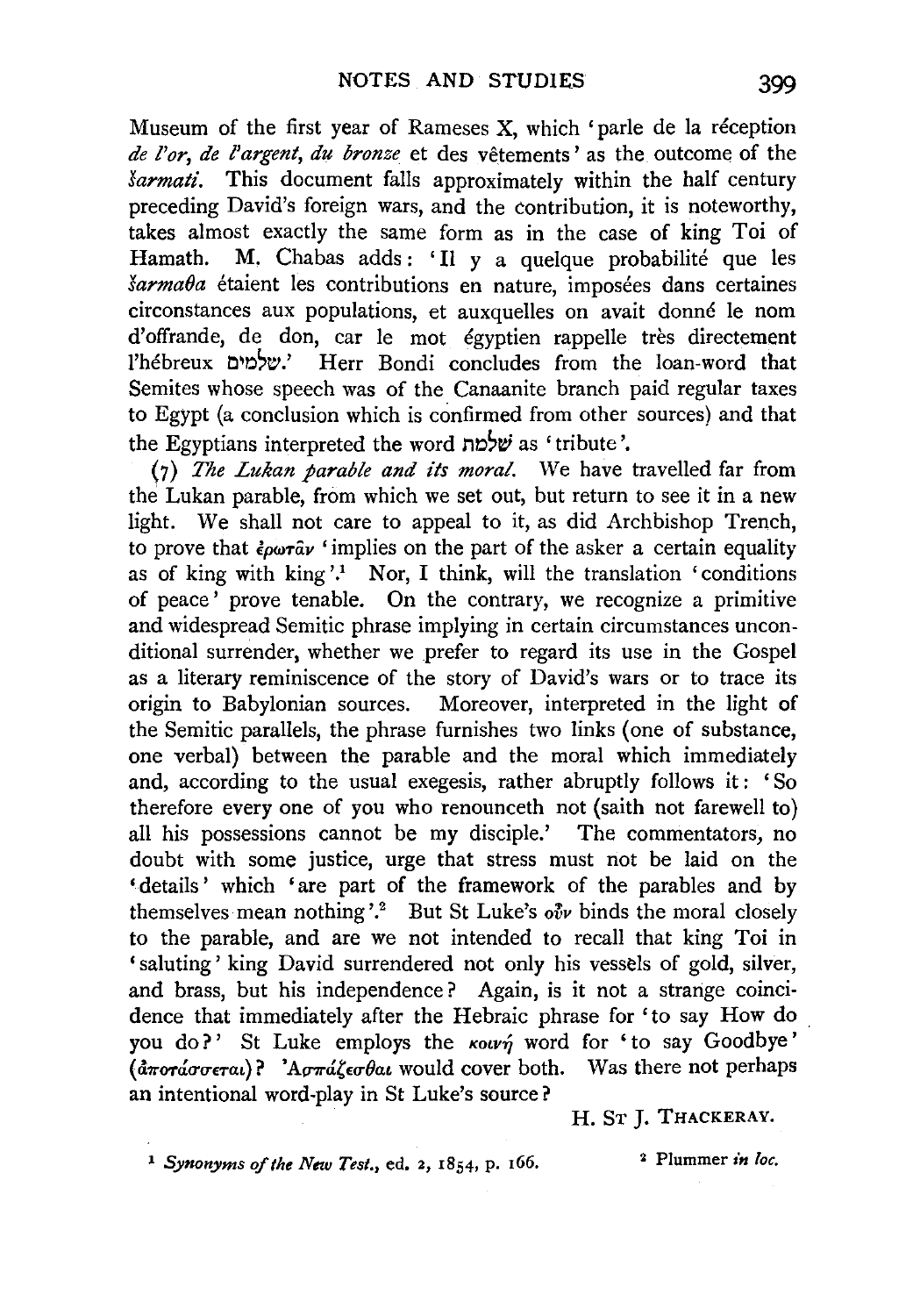Museum of the first year of Rameses X, which 'parle de la réception *de l'or*, *de l'argent*, *du bronze* et des vêtements' as the outcome of the *šarmati*. This document falls approximately within the half century preceding David's foreign wars, and the contribution, it is noteworthy, takes almost exactly the same form as in the case of king Toi of Hamath. M. Chabas adds: 'Il y a quelque probabilité que les *šarmaθa* étaient les contributions en nature, imposées dans certaines circonstances aux populations, et auxquelles on avait donné le nom d'offrande, de don, car le mot égyptien rappelle très directement l'hébreux שלמים.' Herr Bondi concludes from the loan-word that Semites whose speech was of the Canaanite branch paid regular taxes to Egypt (a conclusion which is confirmed from other sources) and that the Egyptians interpreted the word שלמת as 'tribute'.

(7) *The Lukan parable and its moral.* We have travelled far from the Lukan parable, from which we set out, but return to see it in a new light. We shall not care to appeal to it, as did Archbishop Trench, to prove that ἐρωτᾶν 'implies on the part of the asker a certain equality as of king with king'.[1] Nor, I think, will the translation 'conditions of peace' prove tenable. On the contrary, we recognize a primitive and widespread Semitic phrase implying in certain circumstances unconditional surrender, whether we prefer to regard its use in the Gospel as a literary reminiscence of the story of David's wars or to trace its origin to Babylonian sources. Moreover, interpreted in the light of the Semitic parallels, the phrase furnishes two links (one of substance, one verbal) between the parable and the moral which immediately and, according to the usual exegesis, rather abruptly follows it: 'So therefore every one of you who renounceth not (saith not farewell to) all his possessions cannot be my disciple.' The commentators, no doubt with some justice, urge that stress must not be laid on the 'details' which 'are part of the framework of the parables and by themselves mean nothing'.[2] But St Luke's οὖν binds the moral closely to the parable, and are we not intended to recall that king Toi in 'saluting' king David surrendered not only his vessels of gold, silver, and brass, but his independence? Again, is it not a strange coincidence that immediately after the Hebraic phrase for 'to say How do you do?' St Luke employs the κοινή word for 'to say Goodbye' (ἀποτάσσεται)? Ἀσπάζεσθαι would cover both. Was there not perhaps an intentional word-play in St Luke's source?

H. St J. Thackeray.

[1] *Synonyms of the New Test.*, ed. 2, 1854, p. 166.

[2] Plummer *in loc.*